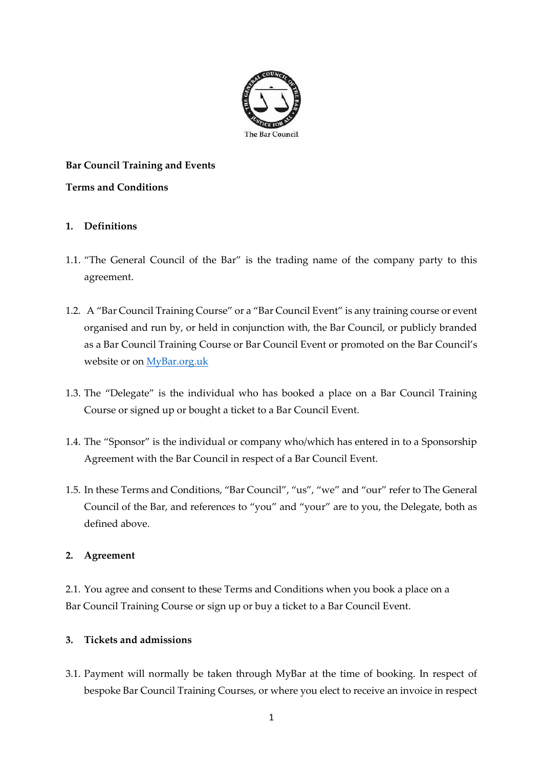Bar Council Training and Events

Terms and Conditions

**1. Definitions**

1.1. "The General Council of the Bar" is the trading name of the company party to this agreement.

1.2. A "Bar Council Training Course" or a "Bar Council Event" is any training course or event organised and run by, or held in conjunction with, the Bar Council, or publicly branded as a Bar Council Training Course or Bar Council Event or promoted on the Bar Council's website or on [MyBar.org.uk](MyBar.org.uk)

1.3. The "Delegate" is the individual who has booked a place on a Bar Council Training Course or signed up or bought a ticket to a Bar Council Event.

1.4. The "Sponsor" is the individual or company who/which has entered in to a Sponsorship Agreement with the Bar Council in respect of a Bar Council Event.

1.5. In these Terms and Conditions, "Bar Council", "us", "we" and "our" refer to The General Council of the Bar, and references to "you" and "your" are to you, the Delegate, both as defined above.

**2. Agreement**

2.1. You agree and consent to these Terms and Conditions when you book a place on a Bar Council Training Course or sign up or buy a ticket to a Bar Council Event.

**3. Tickets and admissions**

3.1. Payment will normally be taken through MyBar at the time of booking. In respect of bespoke Bar Council Training Courses, or where you elect to receive an invoice in respect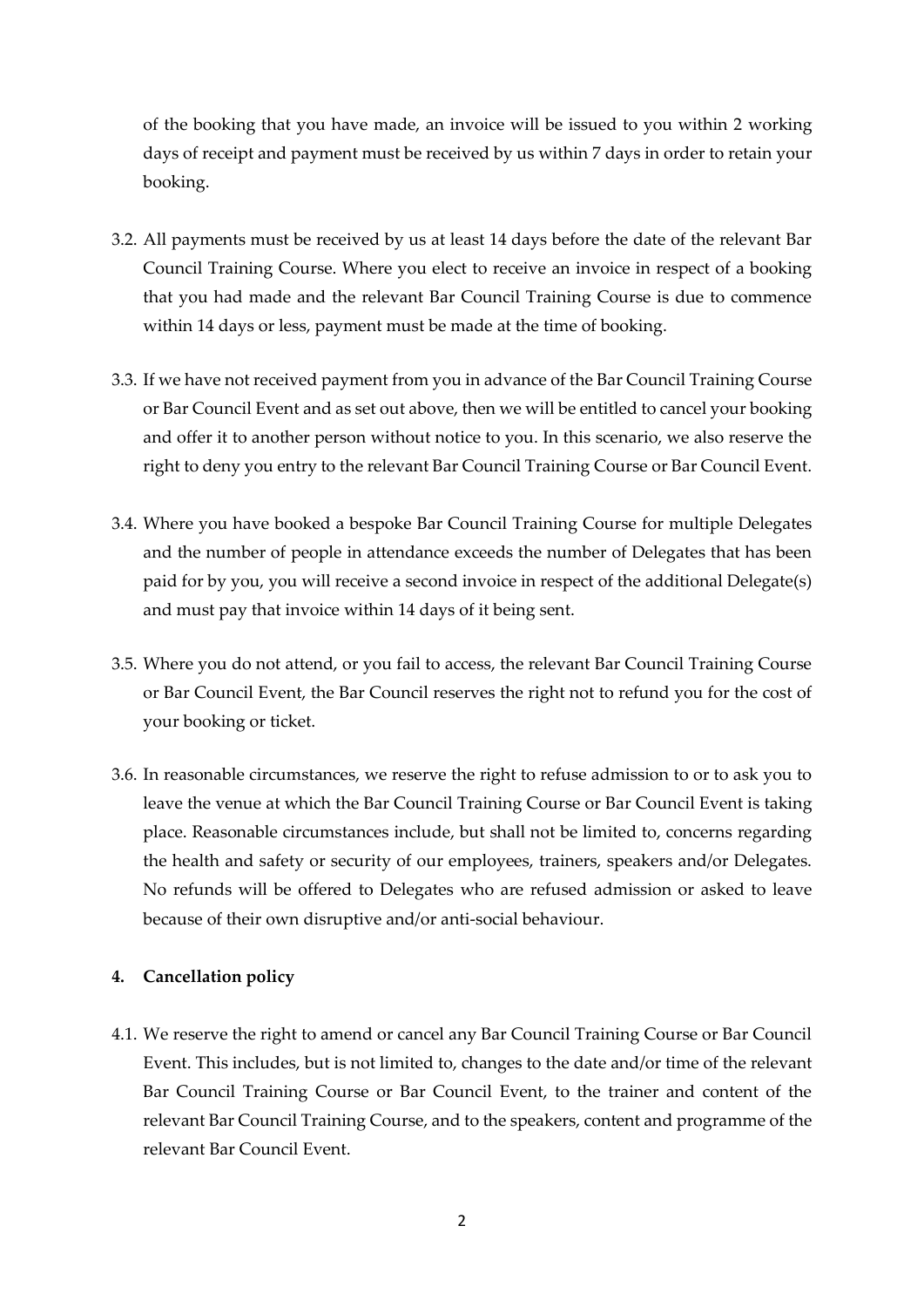of the booking that you have made, an invoice will be issued to you within 2 working days of receipt and payment must be received by us within 7 days in order to retain your booking.

3.2. All payments must be received by us at least 14 days before the date of the relevant Bar Council Training Course. Where you elect to receive an invoice in respect of a booking that you had made and the relevant Bar Council Training Course is due to commence within 14 days or less, payment must be made at the time of booking.

3.3. If we have not received payment from you in advance of the Bar Council Training Course or Bar Council Event and as set out above, then we will be entitled to cancel your booking and offer it to another person without notice to you. In this scenario, we also reserve the right to deny you entry to the relevant Bar Council Training Course or Bar Council Event.

3.4. Where you have booked a bespoke Bar Council Training Course for multiple Delegates and the number of people in attendance exceeds the number of Delegates that has been paid for by you, you will receive a second invoice in respect of the additional Delegate(s) and must pay that invoice within 14 days of it being sent.

3.5. Where you do not attend, or you fail to access, the relevant Bar Council Training Course or Bar Council Event, the Bar Council reserves the right not to refund you for the cost of your booking or ticket.

3.6. In reasonable circumstances, we reserve the right to refuse admission to or to ask you to leave the venue at which the Bar Council Training Course or Bar Council Event is taking place. Reasonable circumstances include, but shall not be limited to, concerns regarding the health and safety or security of our employees, trainers, speakers and/or Delegates. No refunds will be offered to Delegates who are refused admission or asked to leave because of their own disruptive and/or anti-social behaviour.

## 4. Cancellation policy

4.1. We reserve the right to amend or cancel any Bar Council Training Course or Bar Council Event. This includes, but is not limited to, changes to the date and/or time of the relevant Bar Council Training Course or Bar Council Event, to the trainer and content of the relevant Bar Council Training Course, and to the speakers, content and programme of the relevant Bar Council Event.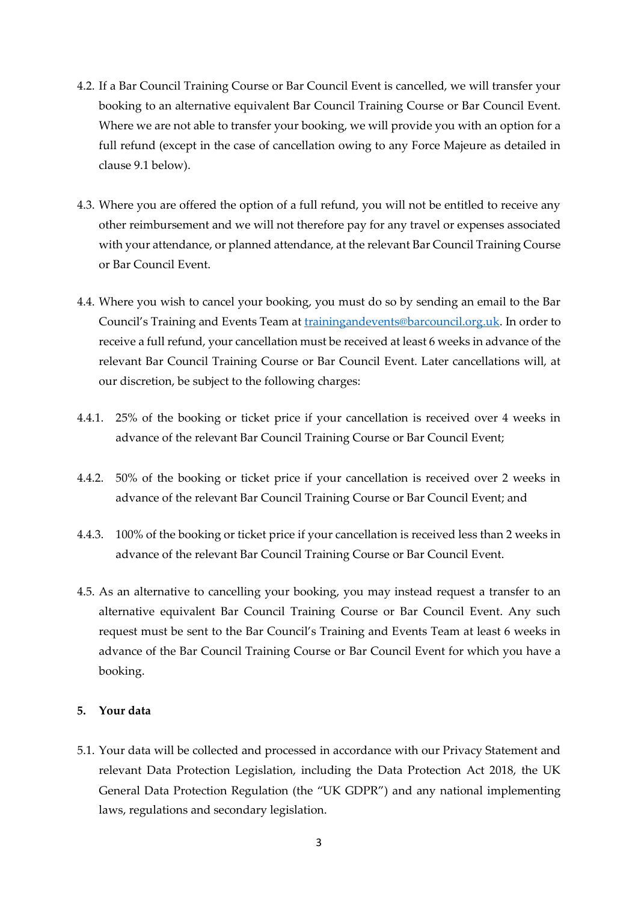4.2. If a Bar Council Training Course or Bar Council Event is cancelled, we will transfer your booking to an alternative equivalent Bar Council Training Course or Bar Council Event. Where we are not able to transfer your booking, we will provide you with an option for a full refund (except in the case of cancellation owing to any Force Majeure as detailed in clause 9.1 below).

4.3. Where you are offered the option of a full refund, you will not be entitled to receive any other reimbursement and we will not therefore pay for any travel or expenses associated with your attendance, or planned attendance, at the relevant Bar Council Training Course or Bar Council Event.

4.4. Where you wish to cancel your booking, you must do so by sending an email to the Bar Council's Training and Events Team at [trainingandevents@barcouncil.org.uk](mailto:trainingandevents@barcouncil.org.uk). In order to receive a full refund, your cancellation must be received at least 6 weeks in advance of the relevant Bar Council Training Course or Bar Council Event. Later cancellations will, at our discretion, be subject to the following charges:

4.4.1. 25% of the booking or ticket price if your cancellation is received over 4 weeks in advance of the relevant Bar Council Training Course or Bar Council Event;

4.4.2. 50% of the booking or ticket price if your cancellation is received over 2 weeks in advance of the relevant Bar Council Training Course or Bar Council Event; and

4.4.3. 100% of the booking or ticket price if your cancellation is received less than 2 weeks in advance of the relevant Bar Council Training Course or Bar Council Event.

4.5. As an alternative to cancelling your booking, you may instead request a transfer to an alternative equivalent Bar Council Training Course or Bar Council Event. Any such request must be sent to the Bar Council's Training and Events Team at least 6 weeks in advance of the Bar Council Training Course or Bar Council Event for which you have a booking.

## 5. Your data

5.1. Your data will be collected and processed in accordance with our Privacy Statement and relevant Data Protection Legislation, including the Data Protection Act 2018, the UK General Data Protection Regulation (the "UK GDPR") and any national implementing laws, regulations and secondary legislation.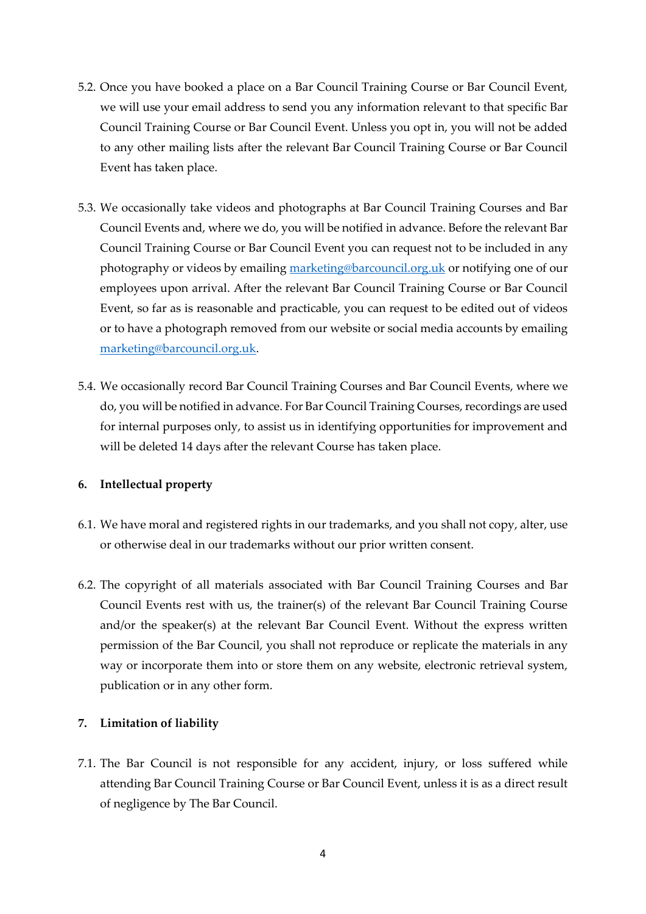5.2. Once you have booked a place on a Bar Council Training Course or Bar Council Event, we will use your email address to send you any information relevant to that specific Bar Council Training Course or Bar Council Event. Unless you opt in, you will not be added to any other mailing lists after the relevant Bar Council Training Course or Bar Council Event has taken place.

5.3. We occasionally take videos and photographs at Bar Council Training Courses and Bar Council Events and, where we do, you will be notified in advance. Before the relevant Bar Council Training Course or Bar Council Event you can request not to be included in any photography or videos by emailing [marketing@barcouncil.org.uk](mailto:marketing@barcouncil.org.uk) or notifying one of our employees upon arrival. After the relevant Bar Council Training Course or Bar Council Event, so far as is reasonable and practicable, you can request to be edited out of videos or to have a photograph removed from our website or social media accounts by emailing [marketing@barcouncil.org.uk](mailto:marketing@barcouncil.org.uk).

5.4. We occasionally record Bar Council Training Courses and Bar Council Events, where we do, you will be notified in advance. For Bar Council Training Courses, recordings are used for internal purposes only, to assist us in identifying opportunities for improvement and will be deleted 14 days after the relevant Course has taken place.

## 6. Intellectual property

6.1. We have moral and registered rights in our trademarks, and you shall not copy, alter, use or otherwise deal in our trademarks without our prior written consent.

6.2. The copyright of all materials associated with Bar Council Training Courses and Bar Council Events rest with us, the trainer(s) of the relevant Bar Council Training Course and/or the speaker(s) at the relevant Bar Council Event. Without the express written permission of the Bar Council, you shall not reproduce or replicate the materials in any way or incorporate them into or store them on any website, electronic retrieval system, publication or in any other form.

## 7. Limitation of liability

7.1. The Bar Council is not responsible for any accident, injury, or loss suffered while attending Bar Council Training Course or Bar Council Event, unless it is as a direct result of negligence by The Bar Council.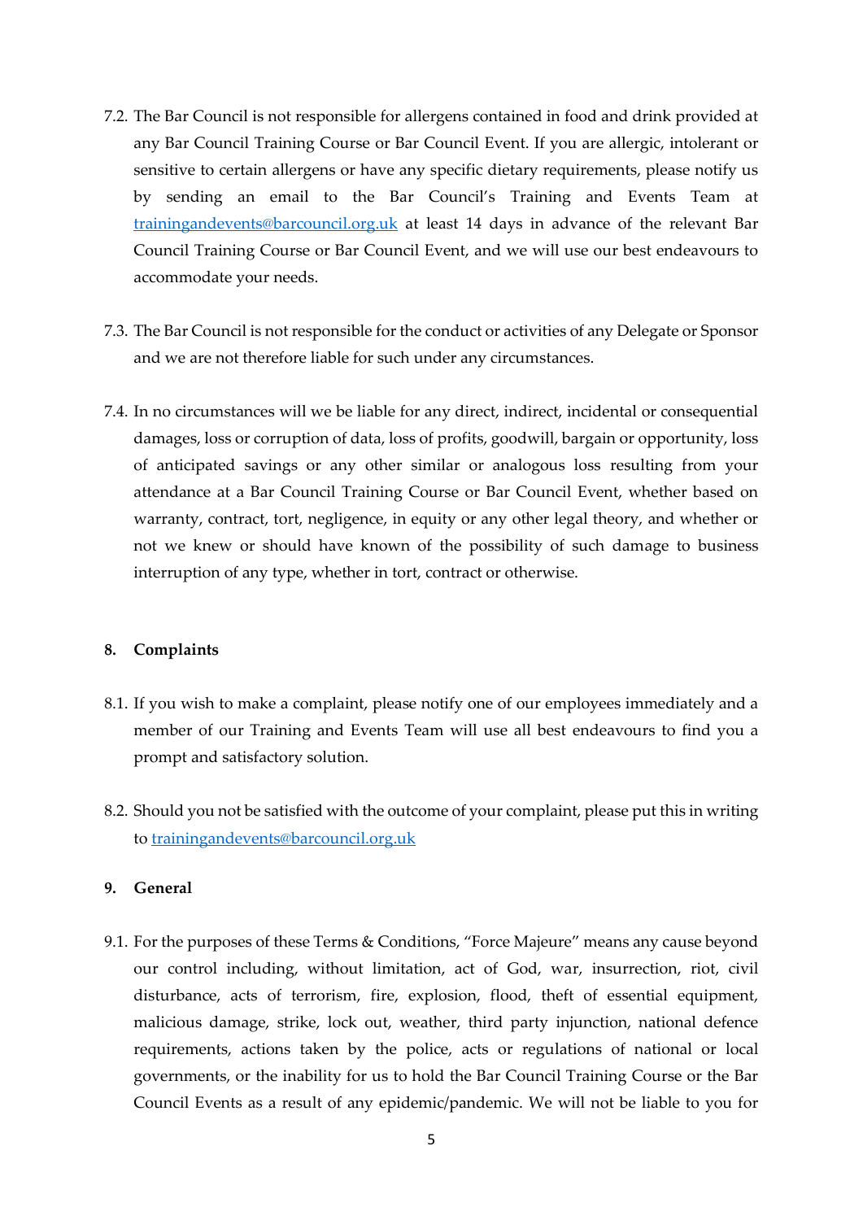7.2. The Bar Council is not responsible for allergens contained in food and drink provided at any Bar Council Training Course or Bar Council Event. If you are allergic, intolerant or sensitive to certain allergens or have any specific dietary requirements, please notify us by sending an email to the Bar Council's Training and Events Team at [trainingandevents@barcouncil.org.uk](mailto:trainingandevents@barcouncil.org.uk) at least 14 days in advance of the relevant Bar Council Training Course or Bar Council Event, and we will use our best endeavours to accommodate your needs.

7.3. The Bar Council is not responsible for the conduct or activities of any Delegate or Sponsor and we are not therefore liable for such under any circumstances.

7.4. In no circumstances will we be liable for any direct, indirect, incidental or consequential damages, loss or corruption of data, loss of profits, goodwill, bargain or opportunity, loss of anticipated savings or any other similar or analogous loss resulting from your attendance at a Bar Council Training Course or Bar Council Event, whether based on warranty, contract, tort, negligence, in equity or any other legal theory, and whether or not we knew or should have known of the possibility of such damage to business interruption of any type, whether in tort, contract or otherwise.

## 8. Complaints

8.1. If you wish to make a complaint, please notify one of our employees immediately and a member of our Training and Events Team will use all best endeavours to find you a prompt and satisfactory solution.

8.2. Should you not be satisfied with the outcome of your complaint, please put this in writing to [trainingandevents@barcouncil.org.uk](mailto:trainingandevents@barcouncil.org.uk)

## 9. General

9.1. For the purposes of these Terms & Conditions, "Force Majeure" means any cause beyond our control including, without limitation, act of God, war, insurrection, riot, civil disturbance, acts of terrorism, fire, explosion, flood, theft of essential equipment, malicious damage, strike, lock out, weather, third party injunction, national defence requirements, actions taken by the police, acts or regulations of national or local governments, or the inability for us to hold the Bar Council Training Course or the Bar Council Events as a result of any epidemic/pandemic. We will not be liable to you for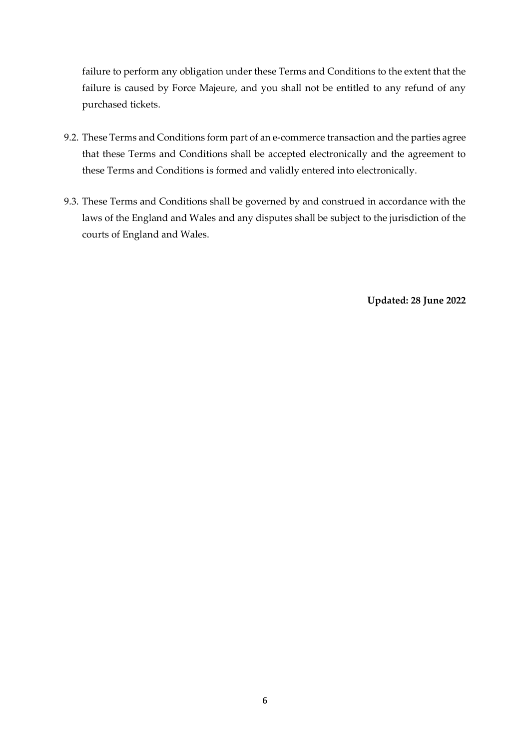failure to perform any obligation under these Terms and Conditions to the extent that the failure is caused by Force Majeure, and you shall not be entitled to any refund of any purchased tickets.

9.2. These Terms and Conditions form part of an e-commerce transaction and the parties agree that these Terms and Conditions shall be accepted electronically and the agreement to these Terms and Conditions is formed and validly entered into electronically.

9.3. These Terms and Conditions shall be governed by and construed in accordance with the laws of the England and Wales and any disputes shall be subject to the jurisdiction of the courts of England and Wales.

**Updated: 28 June 2022**